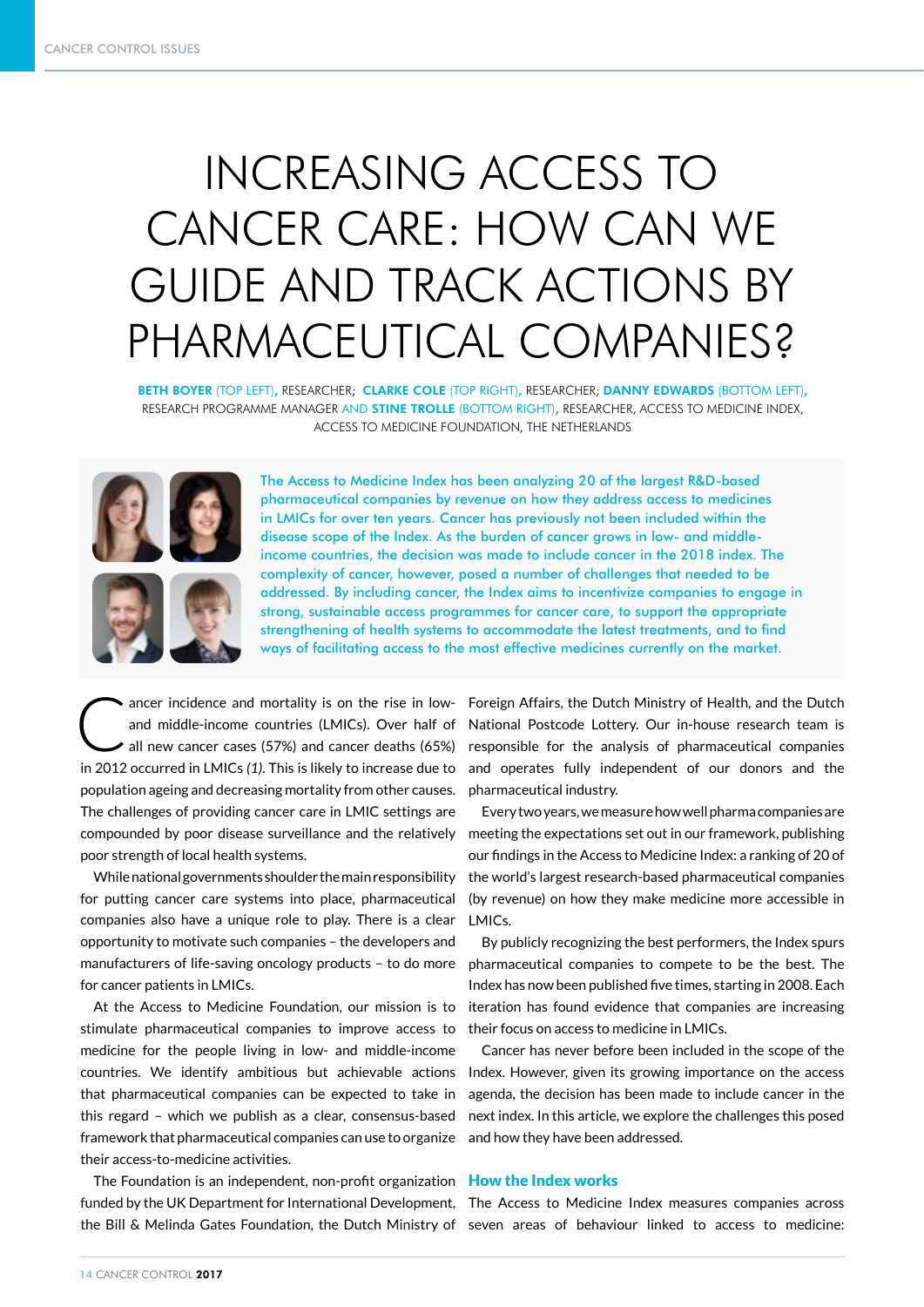# INCREASING ACCESS TO CANCER CARE: HOW CAN WE GUIDE AND TRACK ACTIONS BY PHARMACEUTICAL COMPANIES?

**BETH BOYER** (TOP LEFT), RESEARCHER; **CLARKE COLE** (TOP RIGHT), RESEARCHER; **DANNY EDWARDS** (BOTTOM LEFT), RESEARCH PROGRAMME MANAGER AND **STINE TROLLE** (BOTTOM RIGHT), RESEARCHER, ACCESS TO MEDICINE INDEX, ACCESS TO MEDICINE FOUNDATION, THE NETHERLANDS

The Access to Medicine Index has been analyzing 20 of the largest R&D-based pharmaceutical companies by revenue on how they address access to medicines in LMICs for over ten years. Cancer has previously not been included within the disease scope of the Index. As the burden of cancer grows in low- and middle-income countries, the decision was made to include cancer in the 2018 index. The complexity of cancer, however, posed a number of challenges that needed to be addressed. By including cancer, the Index aims to incentivize companies to engage in strong, sustainable access programmes for cancer care, to support the appropriate strengthening of health systems to accommodate the latest treatments, and to find ways of facilitating access to the most effective medicines currently on the market.

Cancer incidence and mortality is on the rise in low- and middle-income countries (LMICs). Over half of all new cancer cases (57%) and cancer deaths (65%) in 2012 occurred in LMICs *(1)*. This is likely to increase due to population ageing and decreasing mortality from other causes. The challenges of providing cancer care in LMIC settings are compounded by poor disease surveillance and the relatively poor strength of local health systems.

While national governments shoulder the main responsibility for putting cancer care systems into place, pharmaceutical companies also have a unique role to play. There is a clear opportunity to motivate such companies – the developers and manufacturers of life-saving oncology products – to do more for cancer patients in LMICs.

At the Access to Medicine Foundation, our mission is to stimulate pharmaceutical companies to improve access to medicine for the people living in low- and middle-income countries. We identify ambitious but achievable actions that pharmaceutical companies can be expected to take in this regard – which we publish as a clear, consensus-based framework that pharmaceutical companies can use to organize their access-to-medicine activities.

The Foundation is an independent, non-profit organization funded by the UK Department for International Development, the Bill & Melinda Gates Foundation, the Dutch Ministry of Foreign Affairs, the Dutch Ministry of Health, and the Dutch National Postcode Lottery. Our in-house research team is responsible for the analysis of pharmaceutical companies and operates fully independent of our donors and the pharmaceutical industry.

Every two years, we measure how well pharma companies are meeting the expectations set out in our framework, publishing our findings in the Access to Medicine Index: a ranking of 20 of the world's largest research-based pharmaceutical companies (by revenue) on how they make medicine more accessible in LMICs.

By publicly recognizing the best performers, the Index spurs pharmaceutical companies to compete to be the best. The Index has now been published five times, starting in 2008. Each iteration has found evidence that companies are increasing their focus on access to medicine in LMICs.

Cancer has never before been included in the scope of the Index. However, given its growing importance on the access agenda, the decision has been made to include cancer in the next index. In this article, we explore the challenges this posed and how they have been addressed.

## How the Index works

The Access to Medicine Index measures companies across seven areas of behaviour linked to access to medicine: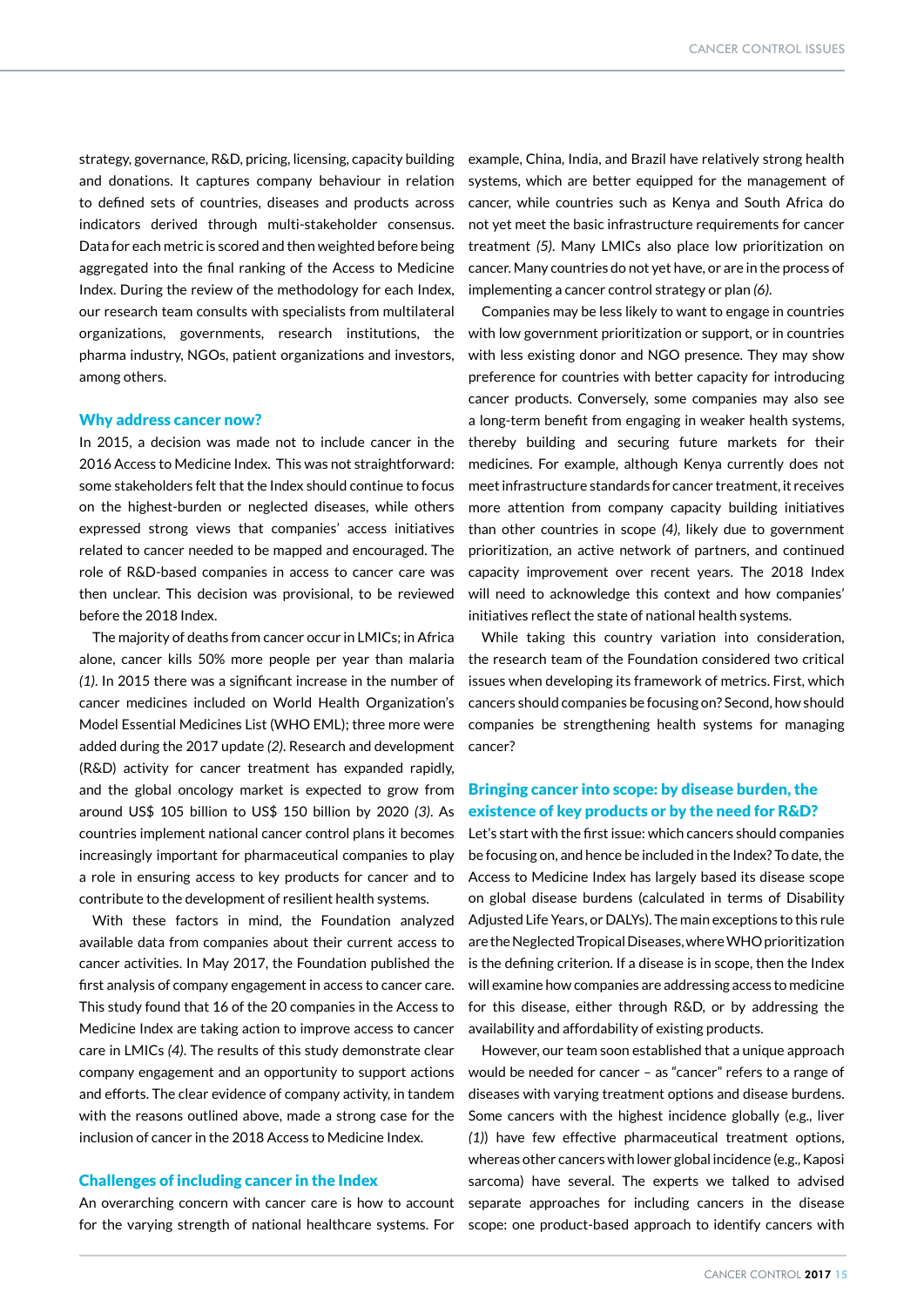strategy, governance, R&D, pricing, licensing, capacity building and donations. It captures company behaviour in relation to defined sets of countries, diseases and products across indicators derived through multi-stakeholder consensus. Data for each metric is scored and then weighted before being aggregated into the final ranking of the Access to Medicine Index. During the review of the methodology for each Index, our research team consults with specialists from multilateral organizations, governments, research institutions, the pharma industry, NGOs, patient organizations and investors, among others.

## Why address cancer now?

In 2015, a decision was made not to include cancer in the 2016 Access to Medicine Index. This was not straightforward: some stakeholders felt that the Index should continue to focus on the highest-burden or neglected diseases, while others expressed strong views that companies' access initiatives related to cancer needed to be mapped and encouraged. The role of R&D-based companies in access to cancer care was then unclear. This decision was provisional, to be reviewed before the 2018 Index.

The majority of deaths from cancer occur in LMICs; in Africa alone, cancer kills 50% more people per year than malaria *(1)*. In 2015 there was a significant increase in the number of cancer medicines included on World Health Organization's Model Essential Medicines List (WHO EML); three more were added during the 2017 update *(2)*. Research and development (R&D) activity for cancer treatment has expanded rapidly, and the global oncology market is expected to grow from around US$ 105 billion to US$ 150 billion by 2020 *(3)*. As countries implement national cancer control plans it becomes increasingly important for pharmaceutical companies to play a role in ensuring access to key products for cancer and to contribute to the development of resilient health systems.

With these factors in mind, the Foundation analyzed available data from companies about their current access to cancer activities. In May 2017, the Foundation published the first analysis of company engagement in access to cancer care. This study found that 16 of the 20 companies in the Access to Medicine Index are taking action to improve access to cancer care in LMICs *(4)*. The results of this study demonstrate clear company engagement and an opportunity to support actions and efforts. The clear evidence of company activity, in tandem with the reasons outlined above, made a strong case for the inclusion of cancer in the 2018 Access to Medicine Index.

## Challenges of including cancer in the Index

An overarching concern with cancer care is how to account for the varying strength of national healthcare systems. For example, China, India, and Brazil have relatively strong health systems, which are better equipped for the management of cancer, while countries such as Kenya and South Africa do not yet meet the basic infrastructure requirements for cancer treatment *(5)*. Many LMICs also place low prioritization on cancer. Many countries do not yet have, or are in the process of implementing a cancer control strategy or plan *(6)*.

Companies may be less likely to want to engage in countries with low government prioritization or support, or in countries with less existing donor and NGO presence. They may show preference for countries with better capacity for introducing cancer products. Conversely, some companies may also see a long-term benefit from engaging in weaker health systems, thereby building and securing future markets for their medicines. For example, although Kenya currently does not meet infrastructure standards for cancer treatment, it receives more attention from company capacity building initiatives than other countries in scope *(4)*, likely due to government prioritization, an active network of partners, and continued capacity improvement over recent years. The 2018 Index will need to acknowledge this context and how companies' initiatives reflect the state of national health systems.

While taking this country variation into consideration, the research team of the Foundation considered two critical issues when developing its framework of metrics. First, which cancers should companies be focusing on? Second, how should companies be strengthening health systems for managing cancer?

## Bringing cancer into scope: by disease burden, the existence of key products or by the need for R&D?

Let's start with the first issue: which cancers should companies be focusing on, and hence be included in the Index? To date, the Access to Medicine Index has largely based its disease scope on global disease burdens (calculated in terms of Disability Adjusted Life Years, or DALYs). The main exceptions to this rule are the Neglected Tropical Diseases, where WHO prioritization is the defining criterion. If a disease is in scope, then the Index will examine how companies are addressing access to medicine for this disease, either through R&D, or by addressing the availability and affordability of existing products.

However, our team soon established that a unique approach would be needed for cancer – as "cancer" refers to a range of diseases with varying treatment options and disease burdens. Some cancers with the highest incidence globally (e.g., liver *(1)*) have few effective pharmaceutical treatment options, whereas other cancers with lower global incidence (e.g., Kaposi sarcoma) have several. The experts we talked to advised separate approaches for including cancers in the disease scope: one product-based approach to identify cancers with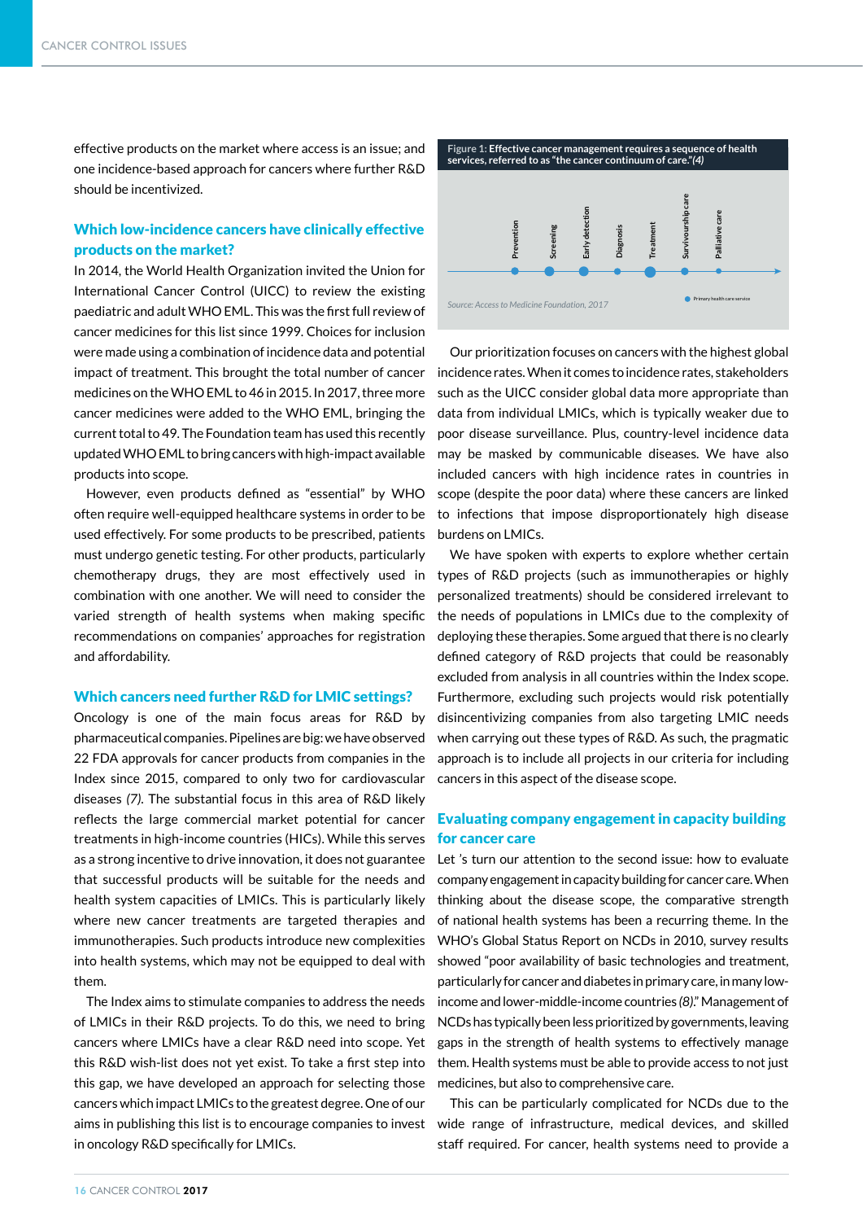effective products on the market where access is an issue; and one incidence-based approach for cancers where further R&D should be incentivized.

## Which low-incidence cancers have clinically effective products on the market?

In 2014, the World Health Organization invited the Union for International Cancer Control (UICC) to review the existing paediatric and adult WHO EML. This was the first full review of cancer medicines for this list since 1999. Choices for inclusion were made using a combination of incidence data and potential impact of treatment. This brought the total number of cancer medicines on the WHO EML to 46 in 2015. In 2017, three more cancer medicines were added to the WHO EML, bringing the current total to 49. The Foundation team has used this recently updated WHO EML to bring cancers with high-impact available products into scope.

However, even products defined as "essential" by WHO often require well-equipped healthcare systems in order to be used effectively. For some products to be prescribed, patients must undergo genetic testing. For other products, particularly chemotherapy drugs, they are most effectively used in combination with one another. We will need to consider the varied strength of health systems when making specific recommendations on companies' approaches for registration and affordability.

## Which cancers need further R&D for LMIC settings?

Oncology is one of the main focus areas for R&D by pharmaceutical companies. Pipelines are big: we have observed 22 FDA approvals for cancer products from companies in the Index since 2015, compared to only two for cardiovascular diseases *(7)*. The substantial focus in this area of R&D likely reflects the large commercial market potential for cancer treatments in high-income countries (HICs). While this serves as a strong incentive to drive innovation, it does not guarantee that successful products will be suitable for the needs and health system capacities of LMICs. This is particularly likely where new cancer treatments are targeted therapies and immunotherapies. Such products introduce new complexities into health systems, which may not be equipped to deal with them.

The Index aims to stimulate companies to address the needs of LMICs in their R&D projects. To do this, we need to bring cancers where LMICs have a clear R&D need into scope. Yet this R&D wish-list does not yet exist. To take a first step into this gap, we have developed an approach for selecting those cancers which impact LMICs to the greatest degree. One of our aims in publishing this list is to encourage companies to invest in oncology R&D specifically for LMICs.

**Figure 1: Effective cancer management requires a sequence of health services, referred to as "the cancer continuum of care."*(4)***

Prevention — Screening — Early detection — Diagnosis — Treatment — Survivourship care — Palliative care

● Primary health care service

*Source: Access to Medicine Foundation, 2017*

Our prioritization focuses on cancers with the highest global incidence rates. When it comes to incidence rates, stakeholders such as the UICC consider global data more appropriate than data from individual LMICs, which is typically weaker due to poor disease surveillance. Plus, country-level incidence data may be masked by communicable diseases. We have also included cancers with high incidence rates in countries in scope (despite the poor data) where these cancers are linked to infections that impose disproportionately high disease burdens on LMICs.

We have spoken with experts to explore whether certain types of R&D projects (such as immunotherapies or highly personalized treatments) should be considered irrelevant to the needs of populations in LMICs due to the complexity of deploying these therapies. Some argued that there is no clearly defined category of R&D projects that could be reasonably excluded from analysis in all countries within the Index scope. Furthermore, excluding such projects would risk potentially disincentivizing companies from also targeting LMIC needs when carrying out these types of R&D. As such, the pragmatic approach is to include all projects in our criteria for including cancers in this aspect of the disease scope.

## Evaluating company engagement in capacity building for cancer care

Let 's turn our attention to the second issue: how to evaluate company engagement in capacity building for cancer care. When thinking about the disease scope, the comparative strength of national health systems has been a recurring theme. In the WHO's Global Status Report on NCDs in 2010, survey results showed "poor availability of basic technologies and treatment, particularly for cancer and diabetes in primary care, in many low-income and lower-middle-income countries *(8)*." Management of NCDs has typically been less prioritized by governments, leaving gaps in the strength of health systems to effectively manage them. Health systems must be able to provide access to not just medicines, but also to comprehensive care.

This can be particularly complicated for NCDs due to the wide range of infrastructure, medical devices, and skilled staff required. For cancer, health systems need to provide a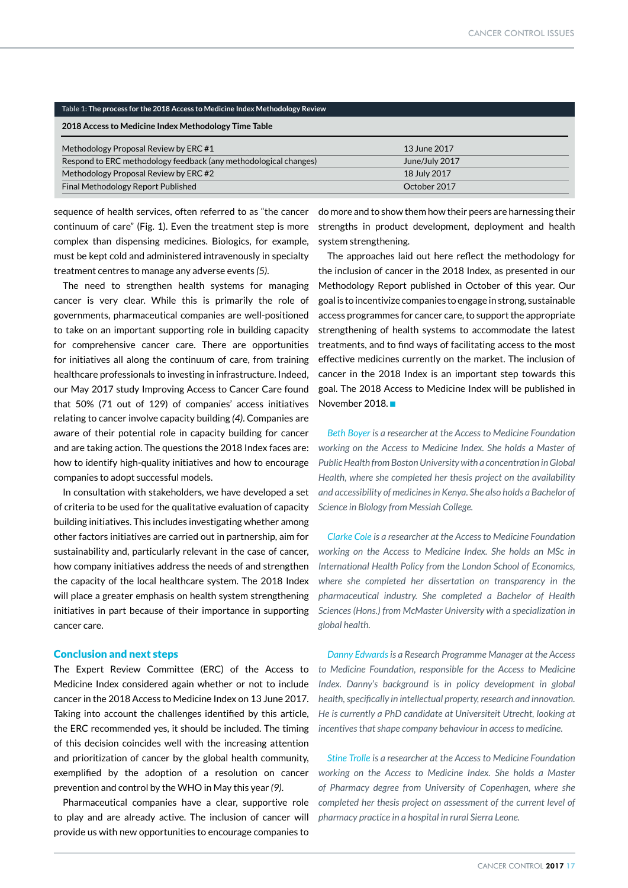Table 1: The process for the 2018 Access to Medicine Index Methodology Review

| 2018 Access to Medicine Index Methodology Time Table | |
|---|---|
| Methodology Proposal Review by ERC #1 | 13 June 2017 |
| Respond to ERC methodology feedback (any methodological changes) | June/July 2017 |
| Methodology Proposal Review by ERC #2 | 18 July 2017 |
| Final Methodology Report Published | October 2017 |

sequence of health services, often referred to as "the cancer continuum of care" (Fig. 1). Even the treatment step is more complex than dispensing medicines. Biologics, for example, must be kept cold and administered intravenously in specialty treatment centres to manage any adverse events *(5)*.

The need to strengthen health systems for managing cancer is very clear. While this is primarily the role of governments, pharmaceutical companies are well-positioned to take on an important supporting role in building capacity for comprehensive cancer care. There are opportunities for initiatives all along the continuum of care, from training healthcare professionals to investing in infrastructure. Indeed, our May 2017 study Improving Access to Cancer Care found that 50% (71 out of 129) of companies' access initiatives relating to cancer involve capacity building *(4)*. Companies are aware of their potential role in capacity building for cancer and are taking action. The questions the 2018 Index faces are: how to identify high-quality initiatives and how to encourage companies to adopt successful models.

In consultation with stakeholders, we have developed a set of criteria to be used for the qualitative evaluation of capacity building initiatives. This includes investigating whether among other factors initiatives are carried out in partnership, aim for sustainability and, particularly relevant in the case of cancer, how company initiatives address the needs of and strengthen the capacity of the local healthcare system. The 2018 Index will place a greater emphasis on health system strengthening initiatives in part because of their importance in supporting cancer care.

## Conclusion and next steps

The Expert Review Committee (ERC) of the Access to Medicine Index considered again whether or not to include cancer in the 2018 Access to Medicine Index on 13 June 2017. Taking into account the challenges identified by this article, the ERC recommended yes, it should be included. The timing of this decision coincides well with the increasing attention and prioritization of cancer by the global health community, exemplified by the adoption of a resolution on cancer prevention and control by the WHO in May this year *(9)*.

Pharmaceutical companies have a clear, supportive role to play and are already active. The inclusion of cancer will provide us with new opportunities to encourage companies to do more and to show them how their peers are harnessing their strengths in product development, deployment and health system strengthening.

The approaches laid out here reflect the methodology for the inclusion of cancer in the 2018 Index, as presented in our Methodology Report published in October of this year. Our goal is to incentivize companies to engage in strong, sustainable access programmes for cancer care, to support the appropriate strengthening of health systems to accommodate the latest treatments, and to find ways of facilitating access to the most effective medicines currently on the market. The inclusion of cancer in the 2018 Index is an important step towards this goal. The 2018 Access to Medicine Index will be published in November 2018. ■

*Beth Boyer is a researcher at the Access to Medicine Foundation working on the Access to Medicine Index. She holds a Master of Public Health from Boston University with a concentration in Global Health, where she completed her thesis project on the availability and accessibility of medicines in Kenya. She also holds a Bachelor of Science in Biology from Messiah College.*

*Clarke Cole is a researcher at the Access to Medicine Foundation working on the Access to Medicine Index. She holds an MSc in International Health Policy from the London School of Economics, where she completed her dissertation on transparency in the pharmaceutical industry. She completed a Bachelor of Health Sciences (Hons.) from McMaster University with a specialization in global health.*

*Danny Edwards is a Research Programme Manager at the Access to Medicine Foundation, responsible for the Access to Medicine Index. Danny's background is in policy development in global health, specifically in intellectual property, research and innovation. He is currently a PhD candidate at Universiteit Utrecht, looking at incentives that shape company behaviour in access to medicine.*

*Stine Trolle is a researcher at the Access to Medicine Foundation working on the Access to Medicine Index. She holds a Master of Pharmacy degree from University of Copenhagen, where she completed her thesis project on assessment of the current level of pharmacy practice in a hospital in rural Sierra Leone.*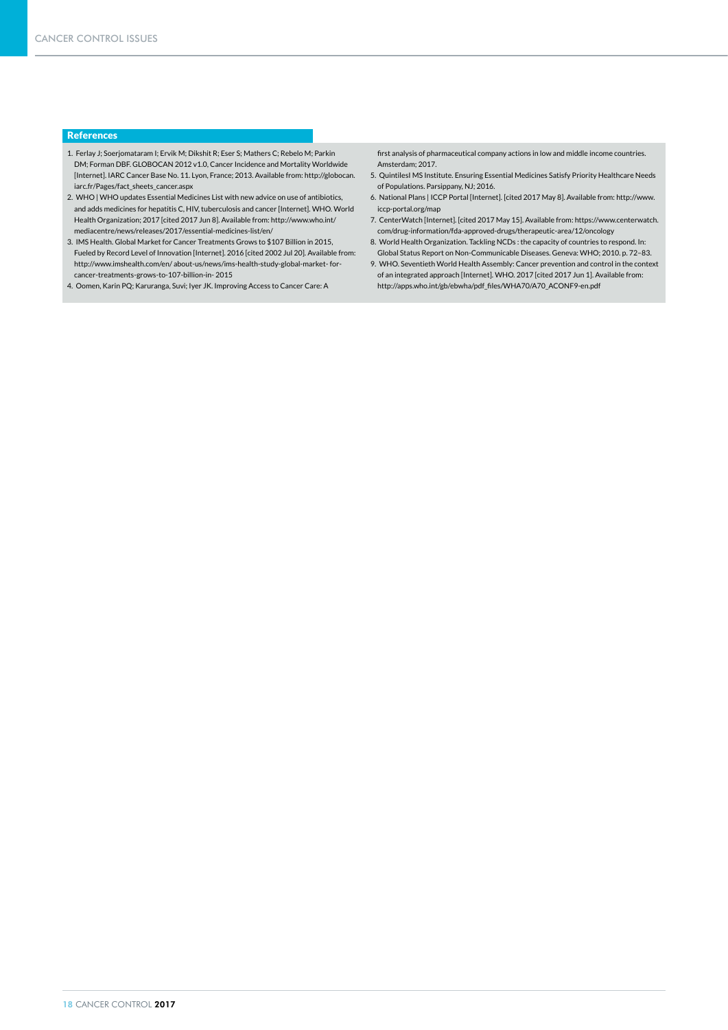## References

1. Ferlay J; Soerjomataram I; Ervik M; Dikshit R; Eser S; Mathers C; Rebelo M; Parkin DM; Forman DBF. GLOBOCAN 2012 v1.0, Cancer Incidence and Mortality Worldwide [Internet]. IARC Cancer Base No. 11. Lyon, France; 2013. Available from: http://globocan.iarc.fr/Pages/fact_sheets_cancer.aspx
2. WHO | WHO updates Essential Medicines List with new advice on use of antibiotics, and adds medicines for hepatitis C, HIV, tuberculosis and cancer [Internet]. WHO. World Health Organization; 2017 [cited 2017 Jun 8]. Available from: http://www.who.int/mediacentre/news/releases/2017/essential-medicines-list/en/
3. IMS Health. Global Market for Cancer Treatments Grows to $107 Billion in 2015, Fueled by Record Level of Innovation [Internet]. 2016 [cited 2002 Jul 20]. Available from: http://www.imshealth.com/en/ about-us/news/ims-health-study-global-market- for-cancer-treatments-grows-to-107-billion-in- 2015
4. Oomen, Karin PQ; Karuranga, Suvi; Iyer JK. Improving Access to Cancer Care: A first analysis of pharmaceutical company actions in low and middle income countries. Amsterdam; 2017.
5. QuintilesI MS Institute. Ensuring Essential Medicines Satisfy Priority Healthcare Needs of Populations. Parsippany, NJ; 2016.
6. National Plans | ICCP Portal [Internet]. [cited 2017 May 8]. Available from: http://www.iccp-portal.org/map
7. CenterWatch [Internet]. [cited 2017 May 15]. Available from: https://www.centerwatch.com/drug-information/fda-approved-drugs/therapeutic-area/12/oncology
8. World Health Organization. Tackling NCDs : the capacity of countries to respond. In: Global Status Report on Non-Communicable Diseases. Geneva: WHO; 2010. p. 72–83.
9. WHO. Seventieth World Health Assembly: Cancer prevention and control in the context of an integrated approach [Internet]. WHO. 2017 [cited 2017 Jun 1]. Available from: http://apps.who.int/gb/ebwha/pdf_files/WHA70/A70_ACONF9-en.pdf